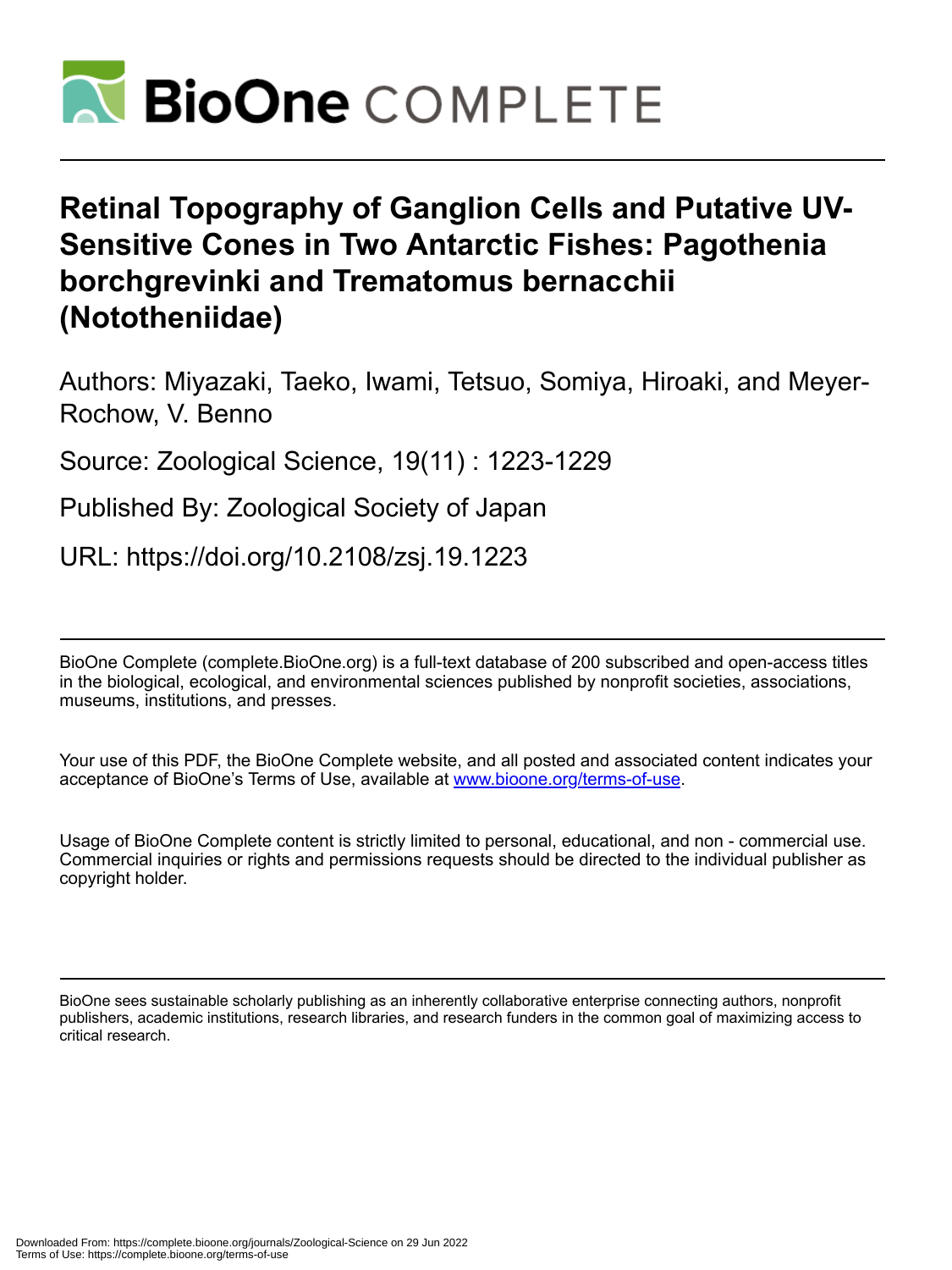# Retinal Topography of Ganglion Cells and Putative UV-Sensitive Cones in Two Antarctic Fishes: Pagothenia borchgrevinki and Trematomus bernacchii (Nototheniidae)

Authors: Miyazaki, Taeko, Iwami, Tetsuo, Somiya, Hiroaki, and Meyer-Rochow, V. Benno

Source: Zoological Science, 19(11) : 1223-1229

Published By: Zoological Society of Japan

URL: https://doi.org/10.2108/zsj.19.1223

BioOne Complete (complete.BioOne.org) is a full-text database of 200 subscribed and open-access titles in the biological, ecological, and environmental sciences published by nonprofit societies, associations, museums, institutions, and presses.

Your use of this PDF, the BioOne Complete website, and all posted and associated content indicates your acceptance of BioOne's Terms of Use, available at www.bioone.org/terms-of-use.

Usage of BioOne Complete content is strictly limited to personal, educational, and non - commercial use. Commercial inquiries or rights and permissions requests should be directed to the individual publisher as copyright holder.

BioOne sees sustainable scholarly publishing as an inherently collaborative enterprise connecting authors, nonprofit publishers, academic institutions, research libraries, and research funders in the common goal of maximizing access to critical research.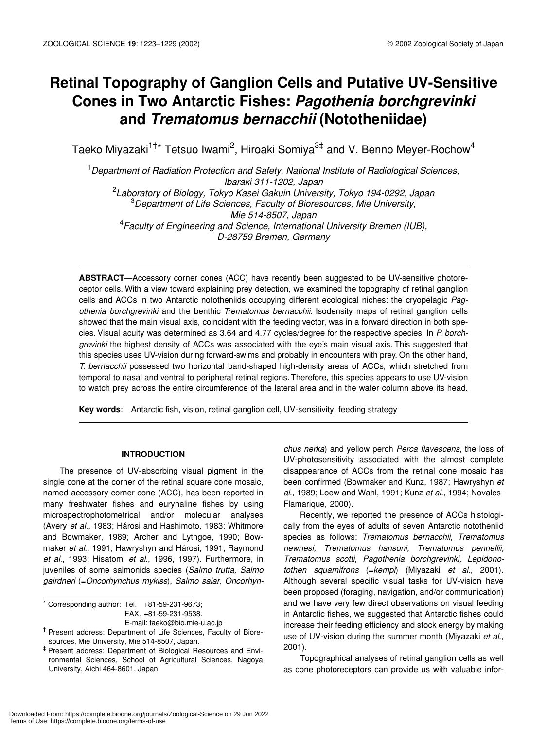# Retinal Topography of Ganglion Cells and Putative UV-Sensitive Cones in Two Antarctic Fishes: *Pagothenia borchgrevinki* and *Trematomus bernacchii* (Nototheniidae)

Taeko Miyazaki[1†*] Tetsuo Iwami[2], Hiroaki Somiya[3‡] and V. Benno Meyer-Rochow[4]

[1]*Department of Radiation Protection and Safety, National Institute of Radiological Sciences, Ibaraki 311-1202, Japan*
[2]*Laboratory of Biology, Tokyo Kasei Gakuin University, Tokyo 194-0292, Japan*
[3]*Department of Life Sciences, Faculty of Bioresources, Mie University, Mie 514-8507, Japan*
[4]*Faculty of Engineering and Science, International University Bremen (IUB), D-28759 Bremen, Germany*

**ABSTRACT**—Accessory corner cones (ACC) have recently been suggested to be UV-sensitive photoreceptor cells. With a view toward explaining prey detection, we examined the topography of retinal ganglion cells and ACCs in two Antarctic nototheniids occupying different ecological niches: the cryopelagic *Pagothenia borchgrevinki* and the benthic *Trematomus bernacchii*. Isodensity maps of retinal ganglion cells showed that the main visual axis, coincident with the feeding vector, was in a forward direction in both species. Visual acuity was determined as 3.64 and 4.77 cycles/degree for the respective species. In *P. borchgrevinki* the highest density of ACCs was associated with the eye's main visual axis. This suggested that this species uses UV-vision during forward-swims and probably in encounters with prey. On the other hand, *T. bernacchii* possessed two horizontal band-shaped high-density areas of ACCs, which stretched from temporal to nasal and ventral to peripheral retinal regions. Therefore, this species appears to use UV-vision to watch prey across the entire circumference of the lateral area and in the water column above its head.

**Key words**: Antarctic fish, vision, retinal ganglion cell, UV-sensitivity, feeding strategy

## INTRODUCTION

The presence of UV-absorbing visual pigment in the single cone at the corner of the retinal square cone mosaic, named accessory corner cone (ACC), has been reported in many freshwater fishes and euryhaline fishes by using microspectrophotometrical and/or molecular analyses (Avery *et al*., 1983; Hárosi and Hashimoto, 1983; Whitmore and Bowmaker, 1989; Archer and Lythgoe, 1990; Bowmaker *et al*., 1991; Hawryshyn and Hárosi, 1991; Raymond *et al*., 1993; Hisatomi *et al*., 1996, 1997). Furthermore, in juveniles of some salmonids species (*Salmo trutta, Salmo gairdneri* (=*Oncorhynchus mykiss*), *Salmo salar, Oncorhynchus nerka*) and yellow perch *Perca flavescens*, the loss of UV-photosensitivity associated with the almost complete disappearance of ACCs from the retinal cone mosaic has been confirmed (Bowmaker and Kunz, 1987; Hawryshyn *et al*., 1989; Loew and Wahl, 1991; Kunz *et al*., 1994; Novales-Flamarique, 2000).

Recently, we reported the presence of ACCs histologically from the eyes of adults of seven Antarctic nototheniid species as follows: *Trematomus bernacchii, Trematomus newnesi, Trematomus hansoni, Trematomus pennellii, Trematomus scotti, Pagothenia borchgrevinki, Lepidonotothen squamifrons* (=*kempi*) (Miyazaki *et al*., 2001). Although several specific visual tasks for UV-vision have been proposed (foraging, navigation, and/or communication) and we have very few direct observations on visual feeding in Antarctic fishes, we suggested that Antarctic fishes could increase their feeding efficiency and stock energy by making use of UV-vision during the summer month (Miyazaki *et al*., 2001).

Topographical analyses of retinal ganglion cells as well as cone photoreceptors can provide us with valuable infor-

---

\* Corresponding author: Tel. +81-59-231-9673; FAX. +81-59-231-9538. E-mail: taeko@bio.mie-u.ac.jp

† Present address: Department of Life Sciences, Faculty of Bioresources, Mie University, Mie 514-8507, Japan.

‡ Present address: Department of Biological Resources and Environmental Sciences, School of Agricultural Sciences, Nagoya University, Aichi 464-8601, Japan.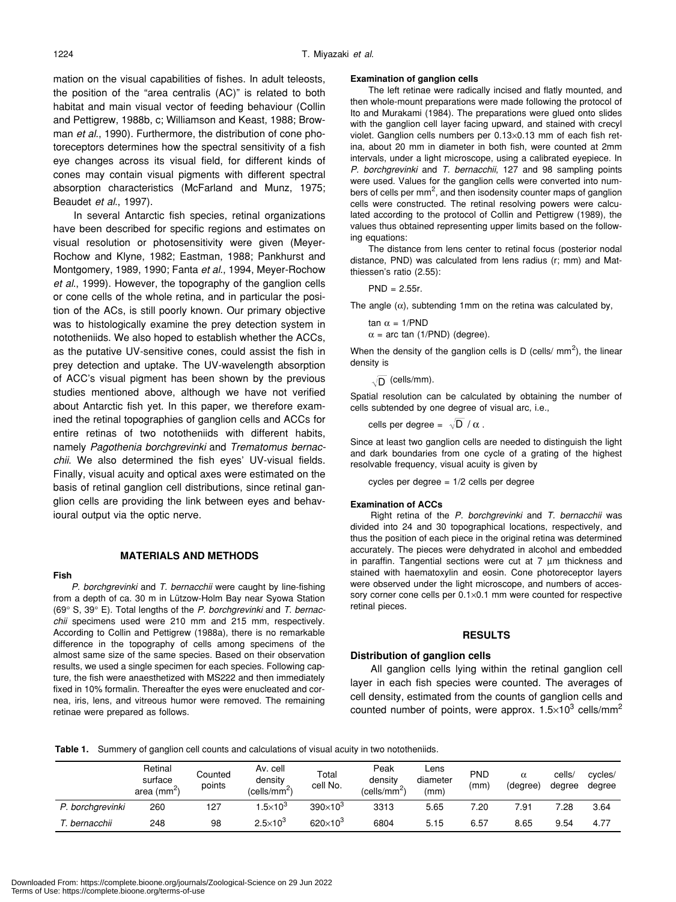mation on the visual capabilities of fishes. In adult teleosts, the position of the "area centralis (AC)" is related to both habitat and main visual vector of feeding behaviour (Collin and Pettigrew, 1988b, c; Williamson and Keast, 1988; Browman *et al*., 1990). Furthermore, the distribution of cone photoreceptors determines how the spectral sensitivity of a fish eye changes across its visual field, for different kinds of cones may contain visual pigments with different spectral absorption characteristics (McFarland and Munz, 1975; Beaudet *et al*., 1997).

In several Antarctic fish species, retinal organizations have been described for specific regions and estimates on visual resolution or photosensitivity were given (Meyer-Rochow and Klyne, 1982; Eastman, 1988; Pankhurst and Montgomery, 1989, 1990; Fanta *et al*., 1994, Meyer-Rochow *et al*., 1999). However, the topography of the ganglion cells or cone cells of the whole retina, and in particular the position of the ACs, is still poorly known. Our primary objective was to histologically examine the prey detection system in nototheniids. We also hoped to establish whether the ACCs, as the putative UV-sensitive cones, could assist the fish in prey detection and uptake. The UV-wavelength absorption of ACC's visual pigment has been shown by the previous studies mentioned above, although we have not verified about Antarctic fish yet. In this paper, we therefore examined the retinal topographies of ganglion cells and ACCs for entire retinas of two nototheniids with different habits, namely *Pagothenia borchgrevinki* and *Trematomus bernacchii*. We also determined the fish eyes' UV-visual fields. Finally, visual acuity and optical axes were estimated on the basis of retinal ganglion cell distributions, since retinal ganglion cells are providing the link between eyes and behavioural output via the optic nerve.

## MATERIALS AND METHODS

### Fish

*P. borchgrevinki* and *T. bernacchii* were caught by line-fishing from a depth of ca. 30 m in Lützow-Holm Bay near Syowa Station (69° S, 39° E). Total lengths of the *P. borchgrevinki* and *T. bernacchii* specimens used were 210 mm and 215 mm, respectively. According to Collin and Pettigrew (1988a), there is no remarkable difference in the topography of cells among specimens of the almost same size of the same species. Based on their observation results, we used a single specimen for each species. Following capture, the fish were anaesthetized with MS222 and then immediately fixed in 10% formalin. Thereafter the eyes were enucleated and cornea, iris, lens, and vitreous humor were removed. The remaining retinae were prepared as follows.

### Examination of ganglion cells

The left retinae were radically incised and flatly mounted, and then whole-mount preparations were made following the protocol of Ito and Murakami (1984). The preparations were glued onto slides with the ganglion cell layer facing upward, and stained with crecyl violet. Ganglion cells numbers per 0.13×0.13 mm of each fish retina, about 20 mm in diameter in both fish, were counted at 2mm intervals, under a light microscope, using a calibrated eyepiece. In *P. borchgrevinki* and *T. bernacchii*, 127 and 98 sampling points were used. Values for the ganglion cells were converted into numbers of cells per mm$^2$, and then isodensity counter maps of ganglion cells were constructed. The retinal resolving powers were calculated according to the protocol of Collin and Pettigrew (1989), the values thus obtained representing upper limits based on the following equations:

The distance from lens center to retinal focus (posterior nodal distance, PND) was calculated from lens radius (r; mm) and Matthiessen's ratio (2.55):

$$\text{PND} = 2.55r.$$

The angle ($\alpha$), subtending 1mm on the retina was calculated by,

$$\tan \alpha = 1/\text{PND}$$

$$\alpha = \arctan (1/\text{PND}) \text{ (degree)}.$$

When the density of the ganglion cells is D (cells/ mm$^2$), the linear density is

$$\sqrt{D} \text{ (cells/mm)}.$$

Spatial resolution can be calculated by obtaining the number of cells subtended by one degree of visual arc, i.e.,

$$\text{cells per degree} = \sqrt{D} / \alpha.$$

Since at least two ganglion cells are needed to distinguish the light and dark boundaries from one cycle of a grating of the highest resolvable frequency, visual acuity is given by

$$\text{cycles per degree} = 1/2 \text{ cells per degree}$$

### Examination of ACCs

Right retina of the *P. borchgrevinki* and *T. bernacchii* was divided into 24 and 30 topographical locations, respectively, and thus the position of each piece in the original retina was determined accurately. The pieces were dehydrated in alcohol and embedded in paraffin. Tangential sections were cut at 7 µm thickness and stained with haematoxylin and eosin. Cone photoreceptor layers were observed under the light microscope, and numbers of accessory corner cone cells per 0.1×0.1 mm were counted for respective retinal pieces.

## RESULTS

### Distribution of ganglion cells

All ganglion cells lying within the retinal ganglion cell layer in each fish species were counted. The averages of cell density, estimated from the counts of ganglion cells and counted number of points, were approx. 1.5×10$^3$ cells/mm$^2$

**Table 1.** Summery of ganglion cell counts and calculations of visual acuity in two nototheniids.

| | Retinal surface area (mm$^2$) | Counted points | Av. cell density (cells/mm$^2$) | Total cell No. | Peak density (cells/mm$^2$) | Lens diameter (mm) | PND (mm) | $\alpha$ (degree) | cells/ degree | cycles/ degree |
|---|---|---|---|---|---|---|---|---|---|---|
| *P. borchgrevinki* | 260 | 127 | 1.5×10$^3$ | 390×10$^3$ | 3313 | 5.65 | 7.20 | 7.91 | 7.28 | 3.64 |
| *T. bernacchii* | 248 | 98 | 2.5×10$^3$ | 620×10$^3$ | 6804 | 5.15 | 6.57 | 8.65 | 9.54 | 4.77 |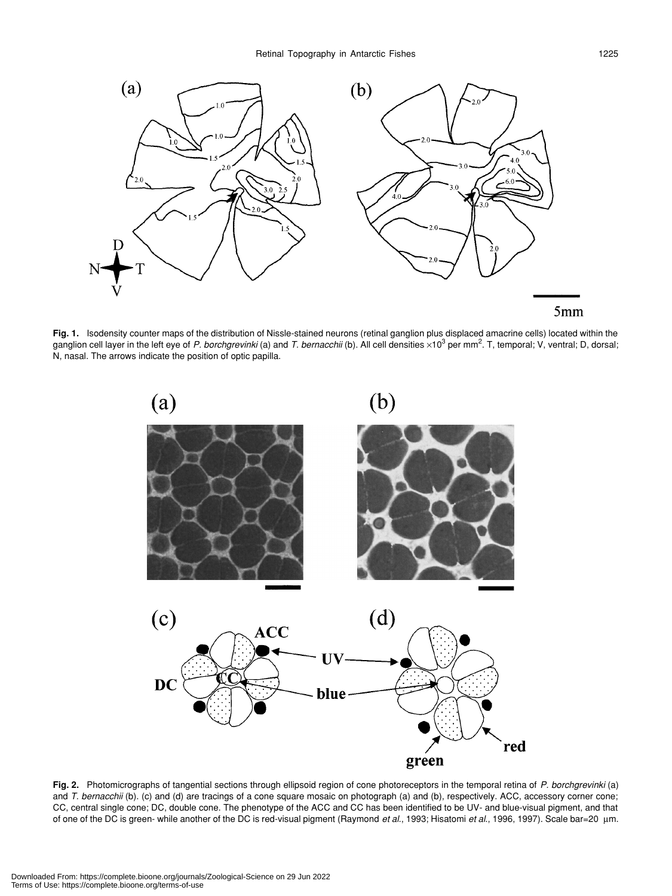**Fig. 1.** Isodensity counter maps of the distribution of Nissle-stained neurons (retinal ganglion plus displaced amacrine cells) located within the ganglion cell layer in the left eye of *P. borchgrevinki* (a) and *T. bernacchii* (b). All cell densities $\times 10^3$ per mm$^2$. T, temporal; V, ventral; D, dorsal; N, nasal. The arrows indicate the position of optic papilla.

**Fig. 2.** Photomicrographs of tangential sections through ellipsoid region of cone photoreceptors in the temporal retina of *P. borchgrevinki* (a) and *T. bernacchii* (b). (c) and (d) are tracings of a cone square mosaic on photograph (a) and (b), respectively. ACC, accessory corner cone; CC, central single cone; DC, double cone. The phenotype of the ACC and CC has been identified to be UV- and blue-visual pigment, and that of one of the DC is green- while another of the DC is red-visual pigment (Raymond *et al.*, 1993; Hisatomi *et al.*, 1996, 1997). Scale bar=20 µm.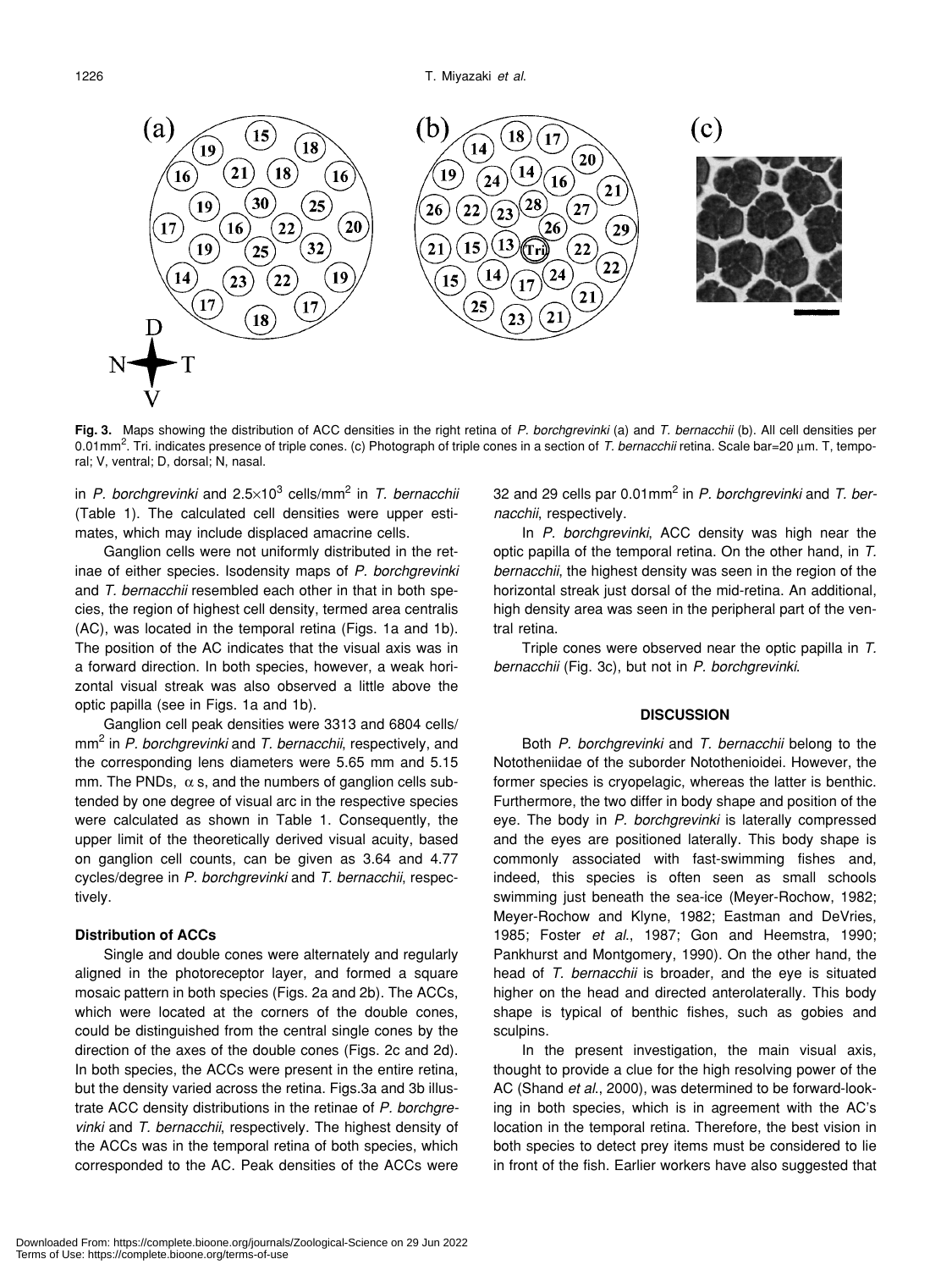**Fig. 3.** Maps showing the distribution of ACC densities in the right retina of *P. borchgrevinki* (a) and *T. bernacchii* (b). All cell densities per 0.01mm$^2$. Tri. indicates presence of triple cones. (c) Photograph of triple cones in a section of *T. bernacchii* retina. Scale bar=20 μm. T, temporal; V, ventral; D, dorsal; N, nasal.

in *P. borchgrevinki* and $2.5 \times 10^3$ cells/mm$^2$ in *T. bernacchii* (Table 1). The calculated cell densities were upper estimates, which may include displaced amacrine cells.

Ganglion cells were not uniformly distributed in the retinae of either species. Isodensity maps of *P. borchgrevinki* and *T. bernacchii* resembled each other in that in both species, the region of highest cell density, termed area centralis (AC), was located in the temporal retina (Figs. 1a and 1b). The position of the AC indicates that the visual axis was in a forward direction. In both species, however, a weak horizontal visual streak was also observed a little above the optic papilla (see in Figs. 1a and 1b).

Ganglion cell peak densities were 3313 and 6804 cells/mm$^2$ in *P. borchgrevinki* and *T. bernacchii*, respectively, and the corresponding lens diameters were 5.65 mm and 5.15 mm. The PNDs, $\alpha$ s, and the numbers of ganglion cells subtended by one degree of visual arc in the respective species were calculated as shown in Table 1. Consequently, the upper limit of the theoretically derived visual acuity, based on ganglion cell counts, can be given as 3.64 and 4.77 cycles/degree in *P. borchgrevinki* and *T. bernacchii*, respectively.

### Distribution of ACCs

Single and double cones were alternately and regularly aligned in the photoreceptor layer, and formed a square mosaic pattern in both species (Figs. 2a and 2b). The ACCs, which were located at the corners of the double cones, could be distinguished from the central single cones by the direction of the axes of the double cones (Figs. 2c and 2d). In both species, the ACCs were present in the entire retina, but the density varied across the retina. Figs.3a and 3b illustrate ACC density distributions in the retinae of *P. borchgrevinki* and *T. bernacchii*, respectively. The highest density of the ACCs was in the temporal retina of both species, which corresponded to the AC. Peak densities of the ACCs were 32 and 29 cells par 0.01mm$^2$ in *P. borchgrevinki* and *T. bernacchii*, respectively.

In *P. borchgrevinki*, ACC density was high near the optic papilla of the temporal retina. On the other hand, in *T. bernacchii*, the highest density was seen in the region of the horizontal streak just dorsal of the mid-retina. An additional, high density area was seen in the peripheral part of the ventral retina.

Triple cones were observed near the optic papilla in *T. bernacchii* (Fig. 3c), but not in *P. borchgrevinki*.

## DISCUSSION

Both *P. borchgrevinki* and *T. bernacchii* belong to the Nototheniidae of the suborder Notothenioidei. However, the former species is cryopelagic, whereas the latter is benthic. Furthermore, the two differ in body shape and position of the eye. The body in *P. borchgrevinki* is laterally compressed and the eyes are positioned laterally. This body shape is commonly associated with fast-swimming fishes and, indeed, this species is often seen as small schools swimming just beneath the sea-ice (Meyer-Rochow, 1982; Meyer-Rochow and Klyne, 1982; Eastman and DeVries, 1985; Foster *et al.*, 1987; Gon and Heemstra, 1990; Pankhurst and Montgomery, 1990). On the other hand, the head of *T. bernacchii* is broader, and the eye is situated higher on the head and directed anterolaterally. This body shape is typical of benthic fishes, such as gobies and sculpins.

In the present investigation, the main visual axis, thought to provide a clue for the high resolving power of the AC (Shand *et al.*, 2000), was determined to be forward-looking in both species, which is in agreement with the AC's location in the temporal retina. Therefore, the best vision in both species to detect prey items must be considered to lie in front of the fish. Earlier workers have also suggested that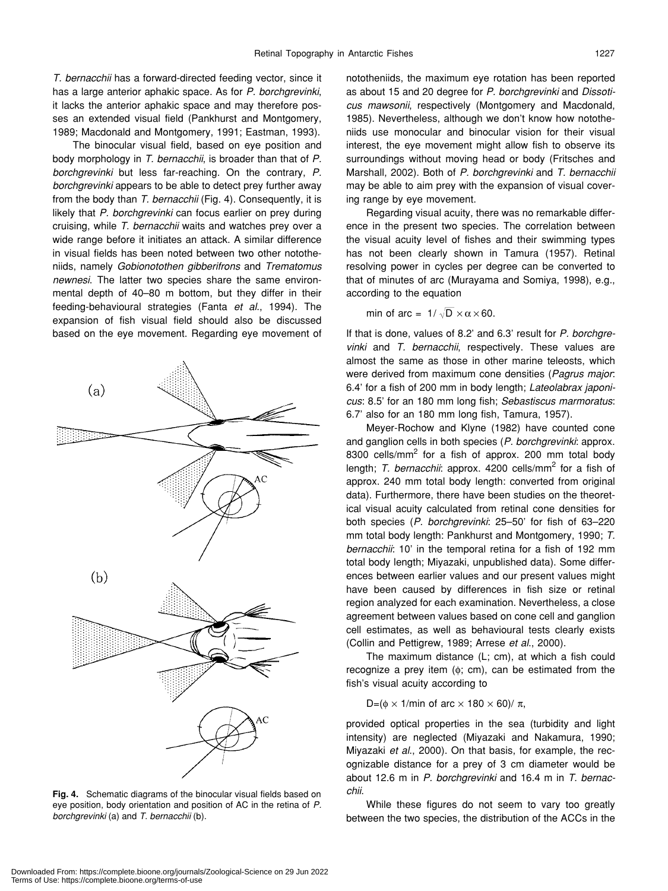*T. bernacchii* has a forward-directed feeding vector, since it has a large anterior aphakic space. As for *P. borchgrevinki*, it lacks the anterior aphakic space and may therefore posses an extended visual field (Pankhurst and Montgomery, 1989; Macdonald and Montgomery, 1991; Eastman, 1993).

The binocular visual field, based on eye position and body morphology in *T. bernacchii*, is broader than that of *P. borchgrevinki* but less far-reaching. On the contrary, *P. borchgrevinki* appears to be able to detect prey further away from the body than *T. bernacchii* (Fig. 4). Consequently, it is likely that *P. borchgrevinki* can focus earlier on prey during cruising, while *T. bernacchii* waits and watches prey over a wide range before it initiates an attack. A similar difference in visual fields has been noted between two other nototheniids, namely *Gobionotothen gibberifrons* and *Trematomus newnesi*. The latter two species share the same environmental depth of 40–80 m bottom, but they differ in their feeding-behavioural strategies (Fanta *et al*., 1994). The expansion of fish visual field should also be discussed based on the eye movement. Regarding eye movement of

**Fig. 4.** Schematic diagrams of the binocular visual fields based on eye position, body orientation and position of AC in the retina of *P. borchgrevinki* (a) and *T. bernacchii* (b).

nototheniids, the maximum eye rotation has been reported as about 15 and 20 degree for *P. borchgrevinki* and *Dissosticus mawsonii*, respectively (Montgomery and Macdonald, 1985). Nevertheless, although we don't know how nototheniids use monocular and binocular vision for their visual interest, the eye movement might allow fish to observe its surroundings without moving head or body (Fritsches and Marshall, 2002). Both of *P. borchgrevinki* and *T. bernacchii* may be able to aim prey with the expansion of visual covering range by eye movement.

Regarding visual acuity, there was no remarkable difference in the present two species. The correlation between the visual acuity level of fishes and their swimming types has not been clearly shown in Tamura (1957). Retinal resolving power in cycles per degree can be converted to that of minutes of arc (Murayama and Somiya, 1998), e.g., according to the equation

$$\text{min of arc} = 1/\sqrt{D} \times \alpha \times 60.$$

If that is done, values of 8.2' and 6.3' result for *P. borchgrevinki* and *T. bernacchii*, respectively. These values are almost the same as those in other marine teleosts, which were derived from maximum cone densities (*Pagrus major*: 6.4' for a fish of 200 mm in body length; *Lateolabrax japonicus*: 8.5' for an 180 mm long fish; *Sebastiscus marmoratus*: 6.7' also for an 180 mm long fish, Tamura, 1957).

Meyer-Rochow and Klyne (1982) have counted cone and ganglion cells in both species (*P. borchgrevinki*: approx. 8300 cells/mm$^2$ for a fish of approx. 200 mm total body length; *T. bernacchii*: approx. 4200 cells/mm$^2$ for a fish of approx. 240 mm total body length: converted from original data). Furthermore, there have been studies on the theoretical visual acuity calculated from retinal cone densities for both species (*P. borchgrevinki*: 25–50' for fish of 63–220 mm total body length: Pankhurst and Montgomery, 1990; *T. bernacchii*: 10' in the temporal retina for a fish of 192 mm total body length; Miyazaki, unpublished data). Some differences between earlier values and our present values might have been caused by differences in fish size or retinal region analyzed for each examination. Nevertheless, a close agreement between values based on cone cell and ganglion cell estimates, as well as behavioural tests clearly exists (Collin and Pettigrew, 1989; Arrese *et al*., 2000).

The maximum distance (L; cm), at which a fish could recognize a prey item ($\phi$; cm), can be estimated from the fish's visual acuity according to

$$D=(\phi \times 1/\text{min of arc} \times 180 \times 60)/\pi,$$

provided optical properties in the sea (turbidity and light intensity) are neglected (Miyazaki and Nakamura, 1990; Miyazaki *et al*., 2000). On that basis, for example, the recognizable distance for a prey of 3 cm diameter would be about 12.6 m in *P. borchgrevinki* and 16.4 m in *T. bernacchii*.

While these figures do not seem to vary too greatly between the two species, the distribution of the ACCs in the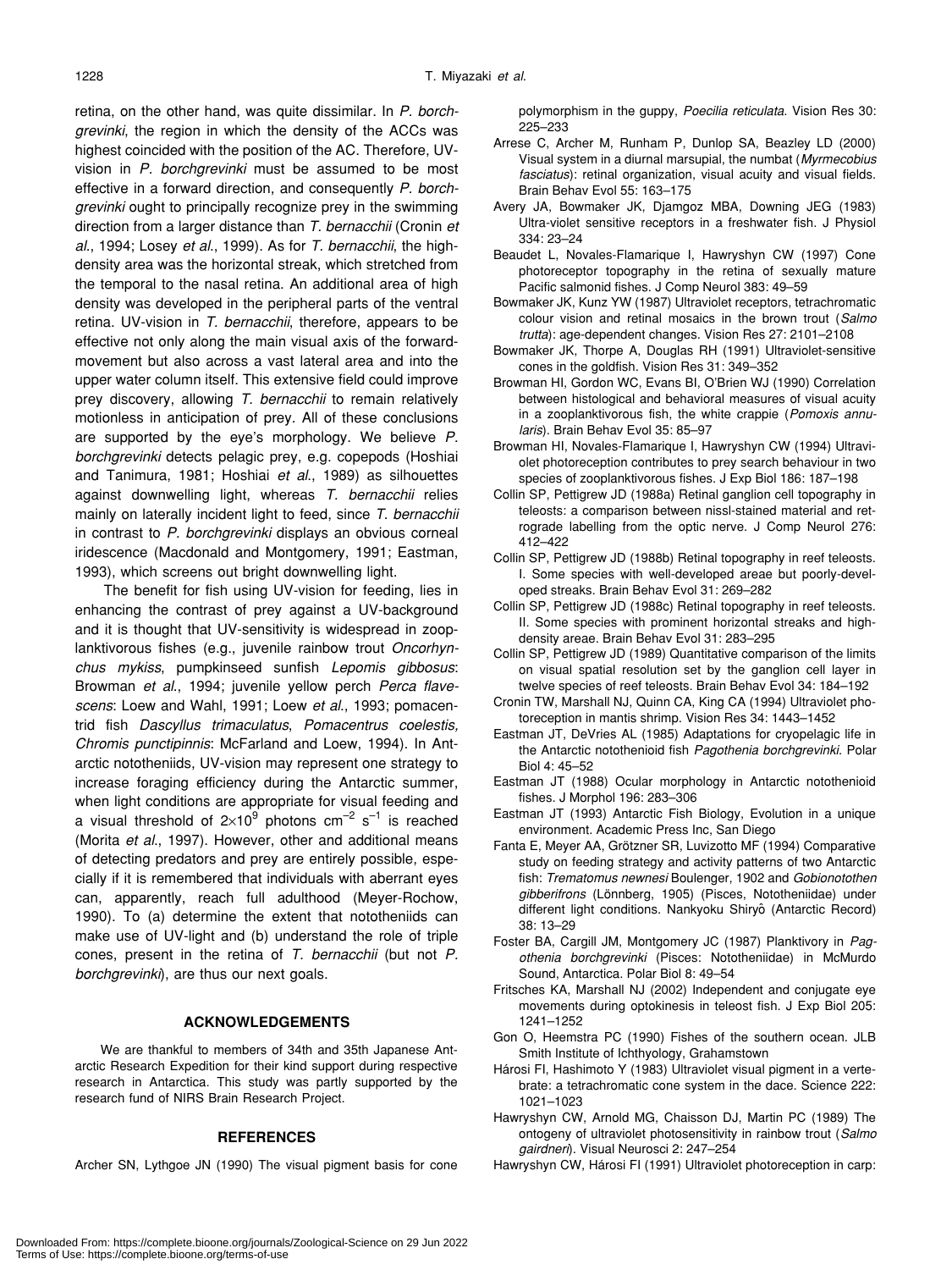retina, on the other hand, was quite dissimilar. In *P. borchgrevinki*, the region in which the density of the ACCs was highest coincided with the position of the AC. Therefore, UV-vision in *P. borchgrevinki* must be assumed to be most effective in a forward direction, and consequently *P. borchgrevinki* ought to principally recognize prey in the swimming direction from a larger distance than *T. bernacchii* (Cronin *et al*., 1994; Losey *et al*., 1999). As for *T. bernacchii*, the high-density area was the horizontal streak, which stretched from the temporal to the nasal retina. An additional area of high density was developed in the peripheral parts of the ventral retina. UV-vision in *T. bernacchii*, therefore, appears to be effective not only along the main visual axis of the forward-movement but also across a vast lateral area and into the upper water column itself. This extensive field could improve prey discovery, allowing *T. bernacchii* to remain relatively motionless in anticipation of prey. All of these conclusions are supported by the eye's morphology. We believe *P. borchgrevinki* detects pelagic prey, e.g. copepods (Hoshiai and Tanimura, 1981; Hoshiai *et al*., 1989) as silhouettes against downwelling light, whereas *T. bernacchii* relies mainly on laterally incident light to feed, since *T. bernacchii* in contrast to *P. borchgrevinki* displays an obvious corneal iridescence (Macdonald and Montgomery, 1991; Eastman, 1993), which screens out bright downwelling light.

The benefit for fish using UV-vision for feeding, lies in enhancing the contrast of prey against a UV-background and it is thought that UV-sensitivity is widespread in zooplanktivorous fishes (e.g., juvenile rainbow trout *Oncorhynchus mykiss*, pumpkinseed sunfish *Lepomis gibbosus*: Browman *et al*., 1994; juvenile yellow perch *Perca flavescens*: Loew and Wahl, 1991; Loew *et al*., 1993; pomacentrid fish *Dascyllus trimaculatus*, *Pomacentrus coelestis, Chromis punctipinnis*: McFarland and Loew, 1994). In Antarctic nototheniids, UV-vision may represent one strategy to increase foraging efficiency during the Antarctic summer, when light conditions are appropriate for visual feeding and a visual threshold of $2{\times}10^9$ photons $cm^{-2}$ $s^{-1}$ is reached (Morita *et al*., 1997). However, other and additional means of detecting predators and prey are entirely possible, especially if it is remembered that individuals with aberrant eyes can, apparently, reach full adulthood (Meyer-Rochow, 1990). To (a) determine the extent that nototheniids can make use of UV-light and (b) understand the role of triple cones, present in the retina of *T. bernacchii* (but not *P. borchgrevinki*), are thus our next goals.

## ACKNOWLEDGEMENTS

We are thankful to members of 34th and 35th Japanese Antarctic Research Expedition for their kind support during respective research in Antarctica. This study was partly supported by the research fund of NIRS Brain Research Project.

## REFERENCES

Archer SN, Lythgoe JN (1990) The visual pigment basis for cone polymorphism in the guppy, *Poecilia reticulata*. Vision Res 30: 225–233

Arrese C, Archer M, Runham P, Dunlop SA, Beazley LD (2000) Visual system in a diurnal marsupial, the numbat (*Myrmecobius fasciatus*): retinal organization, visual acuity and visual fields. Brain Behav Evol 55: 163–175

Avery JA, Bowmaker JK, Djamgoz MBA, Downing JEG (1983) Ultra-violet sensitive receptors in a freshwater fish. J Physiol 334: 23–24

Beaudet L, Novales-Flamarique I, Hawryshyn CW (1997) Cone photoreceptor topography in the retina of sexually mature Pacific salmonid fishes. J Comp Neurol 383: 49–59

Bowmaker JK, Kunz YW (1987) Ultraviolet receptors, tetrachromatic colour vision and retinal mosaics in the brown trout (*Salmo trutta*): age-dependent changes. Vision Res 27: 2101–2108

Bowmaker JK, Thorpe A, Douglas RH (1991) Ultraviolet-sensitive cones in the goldfish. Vision Res 31: 349–352

Browman HI, Gordon WC, Evans BI, O'Brien WJ (1990) Correlation between histological and behavioral measures of visual acuity in a zooplanktivorous fish, the white crappie (*Pomoxis annularis*). Brain Behav Evol 35: 85–97

Browman HI, Novales-Flamarique I, Hawryshyn CW (1994) Ultraviolet photoreception contributes to prey search behaviour in two species of zooplanktivorous fishes. J Exp Biol 186: 187–198

Collin SP, Pettigrew JD (1988a) Retinal ganglion cell topography in teleosts: a comparison between nissl-stained material and retrograde labelling from the optic nerve. J Comp Neurol 276: 412–422

Collin SP, Pettigrew JD (1988b) Retinal topography in reef teleosts. I. Some species with well-developed areae but poorly-developed streaks. Brain Behav Evol 31: 269–282

Collin SP, Pettigrew JD (1988c) Retinal topography in reef teleosts. II. Some species with prominent horizontal streaks and high-density areae. Brain Behav Evol 31: 283–295

Collin SP, Pettigrew JD (1989) Quantitative comparison of the limits on visual spatial resolution set by the ganglion cell layer in twelve species of reef teleosts. Brain Behav Evol 34: 184–192

Cronin TW, Marshall NJ, Quinn CA, King CA (1994) Ultraviolet photoreception in mantis shrimp. Vision Res 34: 1443–1452

Eastman JT, DeVries AL (1985) Adaptations for cryopelagic life in the Antarctic notothenioid fish *Pagothenia borchgrevinki*. Polar Biol 4: 45–52

Eastman JT (1988) Ocular morphology in Antarctic notothenioid fishes. J Morphol 196: 283–306

Eastman JT (1993) Antarctic Fish Biology, Evolution in a unique environment. Academic Press Inc, San Diego

Fanta E, Meyer AA, Grötzner SR, Luvizotto MF (1994) Comparative study on feeding strategy and activity patterns of two Antarctic fish: *Trematomus newnesi* Boulenger, 1902 and *Gobionotothen gibberifrons* (Lönnberg, 1905) (Pisces, Nototheniidae) under different light conditions. Nankyoku Shiryô (Antarctic Record) 38: 13–29

Foster BA, Cargill JM, Montgomery JC (1987) Planktivory in *Pagothenia borchgrevinki* (Pisces: Nototheniidae) in McMurdo Sound, Antarctica. Polar Biol 8: 49–54

Fritsches KA, Marshall NJ (2002) Independent and conjugate eye movements during optokinesis in teleost fish. J Exp Biol 205: 1241–1252

Gon O, Heemstra PC (1990) Fishes of the southern ocean. JLB Smith Institute of Ichthyology, Grahamstown

Hárosi FI, Hashimoto Y (1983) Ultraviolet visual pigment in a vertebrate: a tetrachromatic cone system in the dace. Science 222: 1021–1023

Hawryshyn CW, Arnold MG, Chaisson DJ, Martin PC (1989) The ontogeny of ultraviolet photosensitivity in rainbow trout (*Salmo gairdneri*). Visual Neurosci 2: 247–254

Hawryshyn CW, Hárosi FI (1991) Ultraviolet photoreception in carp: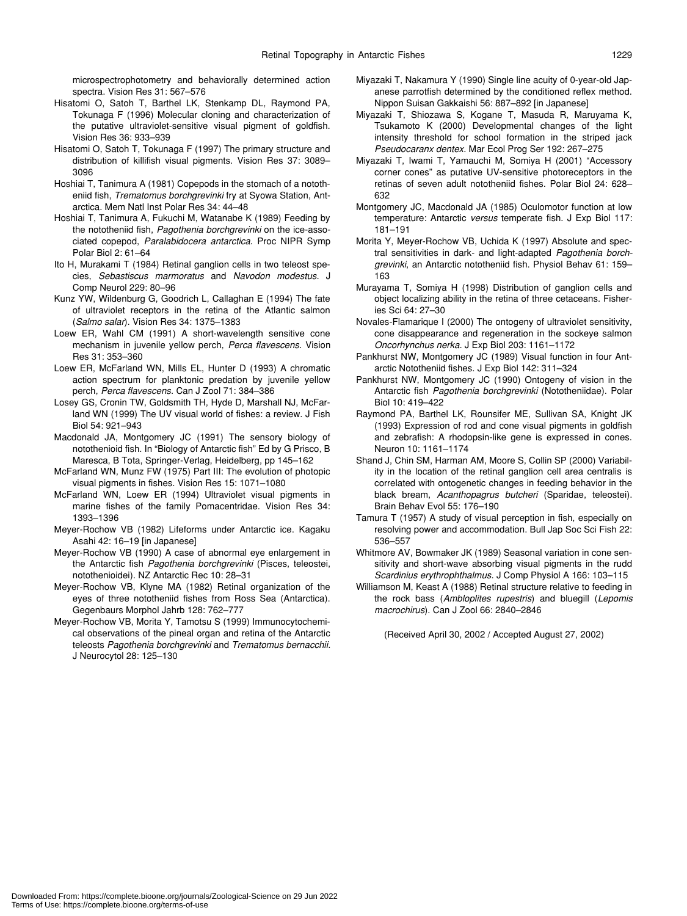microspectrophotometry and behaviorally determined action spectra. Vision Res 31: 567–576

Hisatomi O, Satoh T, Barthel LK, Stenkamp DL, Raymond PA, Tokunaga F (1996) Molecular cloning and characterization of the putative ultraviolet-sensitive visual pigment of goldfish. Vision Res 36: 933–939

Hisatomi O, Satoh T, Tokunaga F (1997) The primary structure and distribution of killifish visual pigments. Vision Res 37: 3089–3096

Hoshiai T, Tanimura A (1981) Copepods in the stomach of a nototheniid fish, *Trematomus borchgrevinki* fry at Syowa Station, Antarctica. Mem Natl Inst Polar Res 34: 44–48

Hoshiai T, Tanimura A, Fukuchi M, Watanabe K (1989) Feeding by the nototheniid fish, *Pagothenia borchgrevinki* on the ice-associated copepod, *Paralabidocera antarctica*. Proc NIPR Symp Polar Biol 2: 61–64

Ito H, Murakami T (1984) Retinal ganglion cells in two teleost species, *Sebastiscus marmoratus* and *Navodon modestus*. J Comp Neurol 229: 80–96

Kunz YW, Wildenburg G, Goodrich L, Callaghan E (1994) The fate of ultraviolet receptors in the retina of the Atlantic salmon (*Salmo salar*). Vision Res 34: 1375–1383

Loew ER, Wahl CM (1991) A short-wavelength sensitive cone mechanism in juvenile yellow perch, *Perca flavescens*. Vision Res 31: 353–360

Loew ER, McFarland WN, Mills EL, Hunter D (1993) A chromatic action spectrum for planktonic predation by juvenile yellow perch, *Perca flavescens*. Can J Zool 71: 384–386

Losey GS, Cronin TW, Goldsmith TH, Hyde D, Marshall NJ, McFarland WN (1999) The UV visual world of fishes: a review. J Fish Biol 54: 921–943

Macdonald JA, Montgomery JC (1991) The sensory biology of notothenioid fish. In "Biology of Antarctic fish" Ed by G Prisco, B Maresca, B Tota, Springer-Verlag, Heidelberg, pp 145–162

McFarland WN, Munz FW (1975) Part III: The evolution of photopic visual pigments in fishes. Vision Res 15: 1071–1080

McFarland WN, Loew ER (1994) Ultraviolet visual pigments in marine fishes of the family Pomacentridae. Vision Res 34: 1393–1396

Meyer-Rochow VB (1982) Lifeforms under Antarctic ice. Kagaku Asahi 42: 16–19 [in Japanese]

Meyer-Rochow VB (1990) A case of abnormal eye enlargement in the Antarctic fish *Pagothenia borchgrevinki* (Pisces, teleostei, notothenioidei). NZ Antarctic Rec 10: 28–31

Meyer-Rochow VB, Klyne MA (1982) Retinal organization of the eyes of three nototheniid fishes from Ross Sea (Antarctica). Gegenbaurs Morphol Jahrb 128: 762–777

Meyer-Rochow VB, Morita Y, Tamotsu S (1999) Immunocytochemical observations of the pineal organ and retina of the Antarctic teleosts *Pagothenia borchgrevinki* and *Trematomus bernacchii*. J Neurocytol 28: 125–130

Miyazaki T, Nakamura Y (1990) Single line acuity of 0-year-old Japanese parrotfish determined by the conditioned reflex method. Nippon Suisan Gakkaishi 56: 887–892 [in Japanese]

Miyazaki T, Shiozawa S, Kogane T, Masuda R, Maruyama K, Tsukamoto K (2000) Developmental changes of the light intensity threshold for school formation in the striped jack *Pseudocaranx dentex*. Mar Ecol Prog Ser 192: 267–275

Miyazaki T, Iwami T, Yamauchi M, Somiya H (2001) "Accessory corner cones" as putative UV-sensitive photoreceptors in the retinas of seven adult nototheniid fishes. Polar Biol 24: 628–632

Montgomery JC, Macdonald JA (1985) Oculomotor function at low temperature: Antarctic *versus* temperate fish. J Exp Biol 117: 181–191

Morita Y, Meyer-Rochow VB, Uchida K (1997) Absolute and spectral sensitivities in dark- and light-adapted *Pagothenia borchgrevinki*, an Antarctic nototheniid fish. Physiol Behav 61: 159–163

Murayama T, Somiya H (1998) Distribution of ganglion cells and object localizing ability in the retina of three cetaceans. Fisheries Sci 64: 27–30

Novales-Flamarique I (2000) The ontogeny of ultraviolet sensitivity, cone disappearance and regeneration in the sockeye salmon *Oncorhynchus nerka*. J Exp Biol 203: 1161–1172

Pankhurst NW, Montgomery JC (1989) Visual function in four Antarctic Nototheniid fishes. J Exp Biol 142: 311–324

Pankhurst NW, Montgomery JC (1990) Ontogeny of vision in the Antarctic fish *Pagothenia borchgrevinki* (Nototheniidae). Polar Biol 10: 419–422

Raymond PA, Barthel LK, Rounsifer ME, Sullivan SA, Knight JK (1993) Expression of rod and cone visual pigments in goldfish and zebrafish: A rhodopsin-like gene is expressed in cones. Neuron 10: 1161–1174

Shand J, Chin SM, Harman AM, Moore S, Collin SP (2000) Variability in the location of the retinal ganglion cell area centralis is correlated with ontogenetic changes in feeding behavior in the black bream, *Acanthopagrus butcheri* (Sparidae, teleostei). Brain Behav Evol 55: 176–190

Tamura T (1957) A study of visual perception in fish, especially on resolving power and accommodation. Bull Jap Soc Sci Fish 22: 536–557

Whitmore AV, Bowmaker JK (1989) Seasonal variation in cone sensitivity and short-wave absorbing visual pigments in the rudd *Scardinius erythrophthalmus*. J Comp Physiol A 166: 103–115

Williamson M, Keast A (1988) Retinal structure relative to feeding in the rock bass (*Ambloplites rupestris*) and bluegill (*Lepomis macrochirus*). Can J Zool 66: 2840–2846

(Received April 30, 2002 / Accepted August 27, 2002)